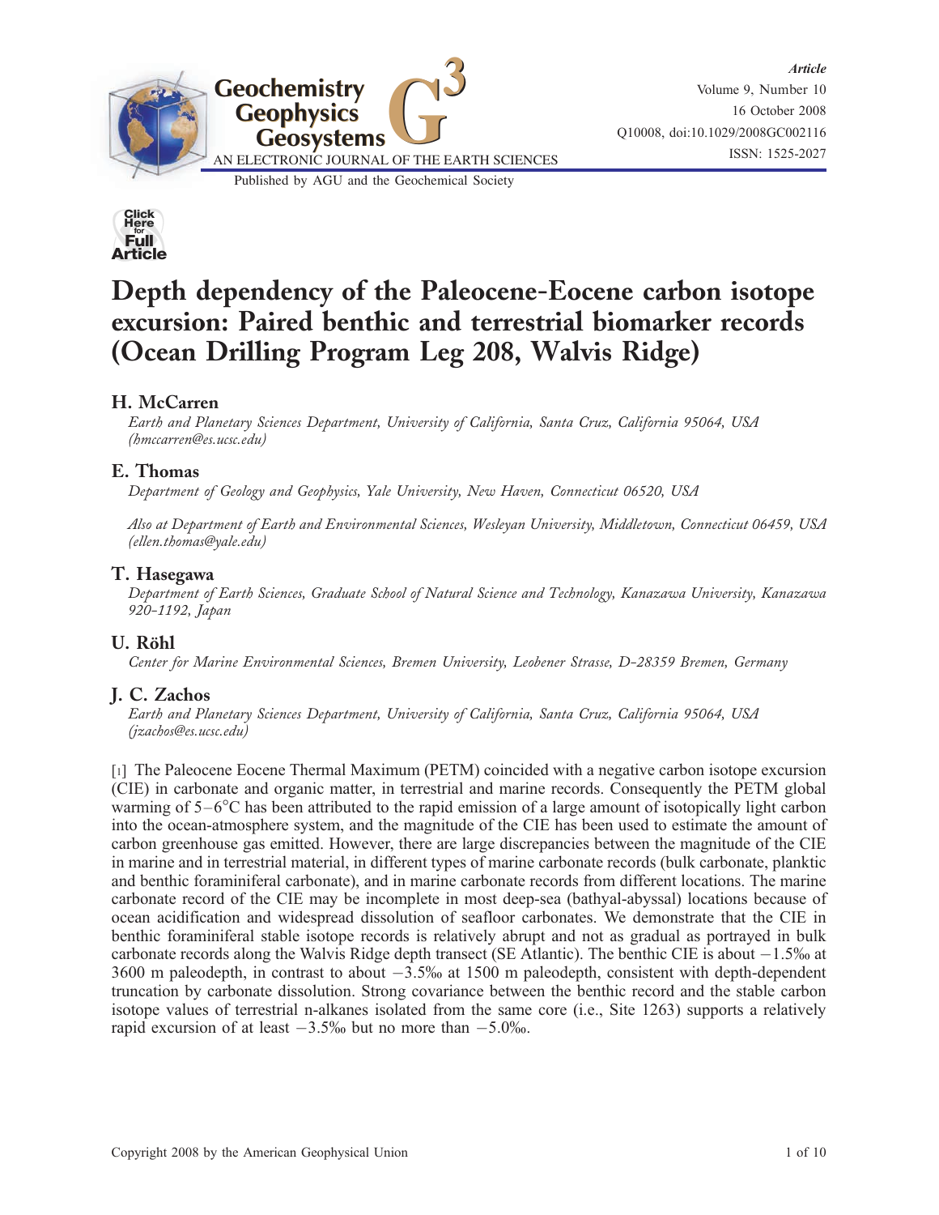# Depth dependency of the Paleocene-Eocene carbon isotope excursion: Paired benthic and terrestrial biomarker records (Ocean Drilling Program Leg 208, Walvis Ridge)

## H. McCarren

*Earth and Planetary Sciences Department, University of California, Santa Cruz, California 95064, USA (hmccarren@es.ucsc.edu)*

## E. Thomas

*Department of Geology and Geophysics, Yale University, New Haven, Connecticut 06520, USA*

*Also at Department of Earth and Environmental Sciences, Wesleyan University, Middletown, Connecticut 06459, USA (ellen.thomas@yale.edu)*

## T. Hasegawa

*Department of Earth Sciences, Graduate School of Natural Science and Technology, Kanazawa University, Kanazawa 920-1192, Japan*

## U. Röhl

*Center for Marine Environmental Sciences, Bremen University, Leobener Strasse, D-28359 Bremen, Germany*

## J. C. Zachos

*Earth and Planetary Sciences Department, University of California, Santa Cruz, California 95064, USA (jzachos@es.ucsc.edu)*

[1] The Paleocene Eocene Thermal Maximum (PETM) coincided with a negative carbon isotope excursion (CIE) in carbonate and organic matter, in terrestrial and marine records. Consequently the PETM global warming of 5–6°C has been attributed to the rapid emission of a large amount of isotopically light carbon into the ocean-atmosphere system, and the magnitude of the CIE has been used to estimate the amount of carbon greenhouse gas emitted. However, there are large discrepancies between the magnitude of the CIE in marine and in terrestrial material, in different types of marine carbonate records (bulk carbonate, planktic and benthic foraminiferal carbonate), and in marine carbonate records from different locations. The marine carbonate record of the CIE may be incomplete in most deep-sea (bathyal-abyssal) locations because of ocean acidification and widespread dissolution of seafloor carbonates. We demonstrate that the CIE in benthic foraminiferal stable isotope records is relatively abrupt and not as gradual as portrayed in bulk carbonate records along the Walvis Ridge depth transect (SE Atlantic). The benthic CIE is about −1.5‰ at 3600 m paleodepth, in contrast to about −3.5‰ at 1500 m paleodepth, consistent with depth-dependent truncation by carbonate dissolution. Strong covariance between the benthic record and the stable carbon isotope values of terrestrial n-alkanes isolated from the same core (i.e., Site 1263) supports a relatively rapid excursion of at least −3.5‰ but no more than −5.0‰.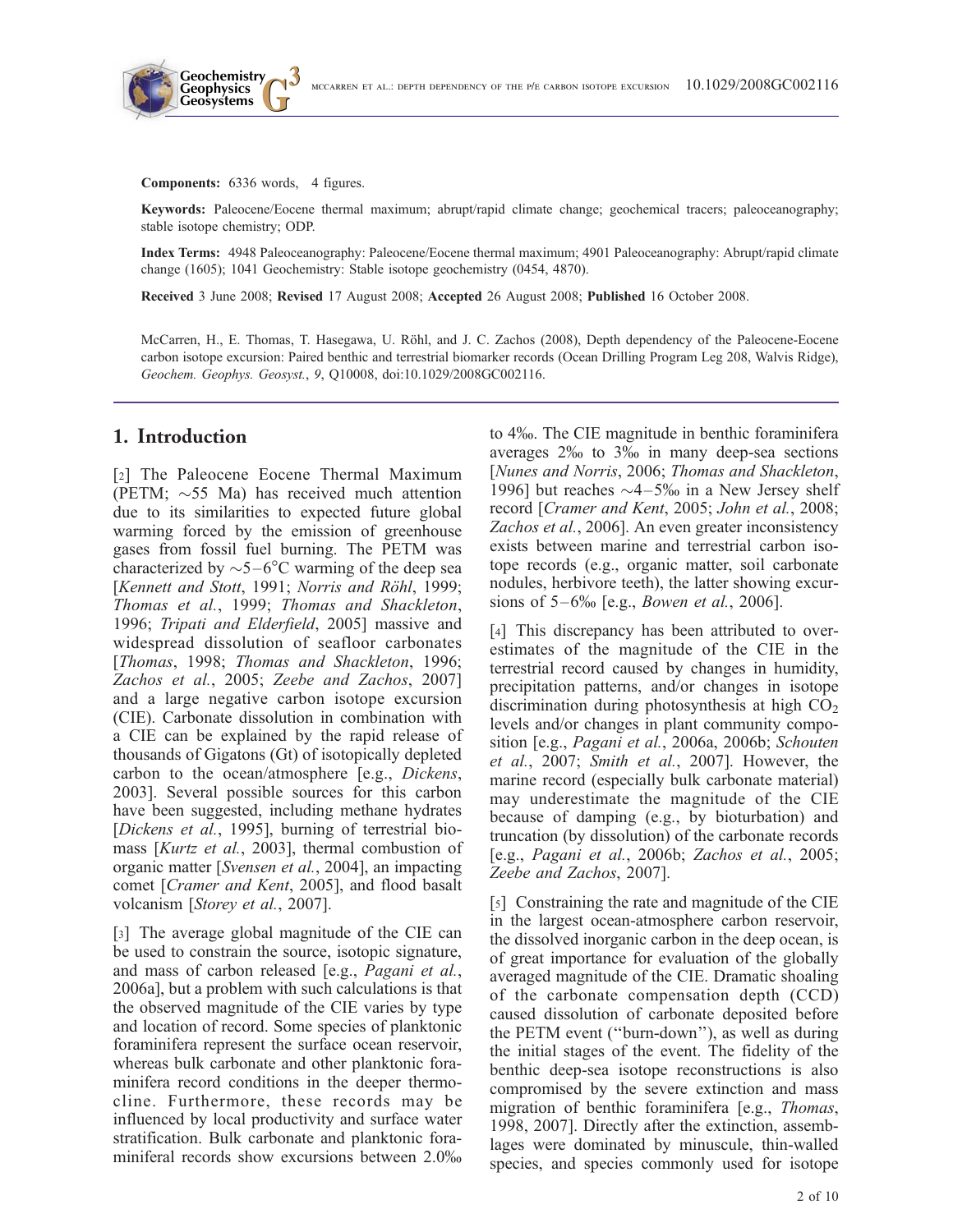**Components:** 6336 words, 4 figures.

**Keywords:** Paleocene/Eocene thermal maximum; abrupt/rapid climate change; geochemical tracers; paleoceanography; stable isotope chemistry; ODP.

**Index Terms:** 4948 Paleoceanography: Paleocene/Eocene thermal maximum; 4901 Paleoceanography: Abrupt/rapid climate change (1605); 1041 Geochemistry: Stable isotope geochemistry (0454, 4870).

**Received** 3 June 2008; **Revised** 17 August 2008; **Accepted** 26 August 2008; **Published** 16 October 2008.

McCarren, H., E. Thomas, T. Hasegawa, U. Röhl, and J. C. Zachos (2008), Depth dependency of the Paleocene-Eocene carbon isotope excursion: Paired benthic and terrestrial biomarker records (Ocean Drilling Program Leg 208, Walvis Ridge), *Geochem. Geophys. Geosyst.*, *9*, Q10008, doi:10.1029/2008GC002116.

## 1. Introduction

[2] The Paleocene Eocene Thermal Maximum (PETM; ~55 Ma) has received much attention due to its similarities to expected future global warming forced by the emission of greenhouse gases from fossil fuel burning. The PETM was characterized by ~5–6°C warming of the deep sea [*Kennett and Stott*, 1991; *Norris and Röhl*, 1999; *Thomas et al.*, 1999; *Thomas and Shackleton*, 1996; *Tripati and Elderfield*, 2005] massive and widespread dissolution of seafloor carbonates [*Thomas*, 1998; *Thomas and Shackleton*, 1996; *Zachos et al.*, 2005; *Zeebe and Zachos*, 2007] and a large negative carbon isotope excursion (CIE). Carbonate dissolution in combination with a CIE can be explained by the rapid release of thousands of Gigatons (Gt) of isotopically depleted carbon to the ocean/atmosphere [e.g., *Dickens*, 2003]. Several possible sources for this carbon have been suggested, including methane hydrates [*Dickens et al.*, 1995], burning of terrestrial biomass [*Kurtz et al.*, 2003], thermal combustion of organic matter [*Svensen et al.*, 2004], an impacting comet [*Cramer and Kent*, 2005], and flood basalt volcanism [*Storey et al.*, 2007].

[3] The average global magnitude of the CIE can be used to constrain the source, isotopic signature, and mass of carbon released [e.g., *Pagani et al.*, 2006a], but a problem with such calculations is that the observed magnitude of the CIE varies by type and location of record. Some species of planktonic foraminifera represent the surface ocean reservoir, whereas bulk carbonate and other planktonic foraminifera record conditions in the deeper thermocline. Furthermore, these records may be influenced by local productivity and surface water stratification. Bulk carbonate and planktonic foraminiferal records show excursions between 2.0‰ to 4‰. The CIE magnitude in benthic foraminifera averages 2‰ to 3‰ in many deep-sea sections [*Nunes and Norris*, 2006; *Thomas and Shackleton*, 1996] but reaches ~4–5‰ in a New Jersey shelf record [*Cramer and Kent*, 2005; *John et al.*, 2008; *Zachos et al.*, 2006]. An even greater inconsistency exists between marine and terrestrial carbon isotope records (e.g., organic matter, soil carbonate nodules, herbivore teeth), the latter showing excursions of 5–6‰ [e.g., *Bowen et al.*, 2006].

[4] This discrepancy has been attributed to overestimates of the magnitude of the CIE in the terrestrial record caused by changes in humidity, precipitation patterns, and/or changes in isotope discrimination during photosynthesis at high $CO_2$ levels and/or changes in plant community composition [e.g., *Pagani et al.*, 2006a, 2006b; *Schouten et al.*, 2007; *Smith et al.*, 2007]. However, the marine record (especially bulk carbonate material) may underestimate the magnitude of the CIE because of damping (e.g., by bioturbation) and truncation (by dissolution) of the carbonate records [e.g., *Pagani et al.*, 2006b; *Zachos et al.*, 2005; *Zeebe and Zachos*, 2007].

[5] Constraining the rate and magnitude of the CIE in the largest ocean-atmosphere carbon reservoir, the dissolved inorganic carbon in the deep ocean, is of great importance for evaluation of the globally averaged magnitude of the CIE. Dramatic shoaling of the carbonate compensation depth (CCD) caused dissolution of carbonate deposited before the PETM event ("burn-down"), as well as during the initial stages of the event. The fidelity of the benthic deep-sea isotope reconstructions is also compromised by the severe extinction and mass migration of benthic foraminifera [e.g., *Thomas*, 1998, 2007]. Directly after the extinction, assemblages were dominated by minuscule, thin-walled species, and species commonly used for isotope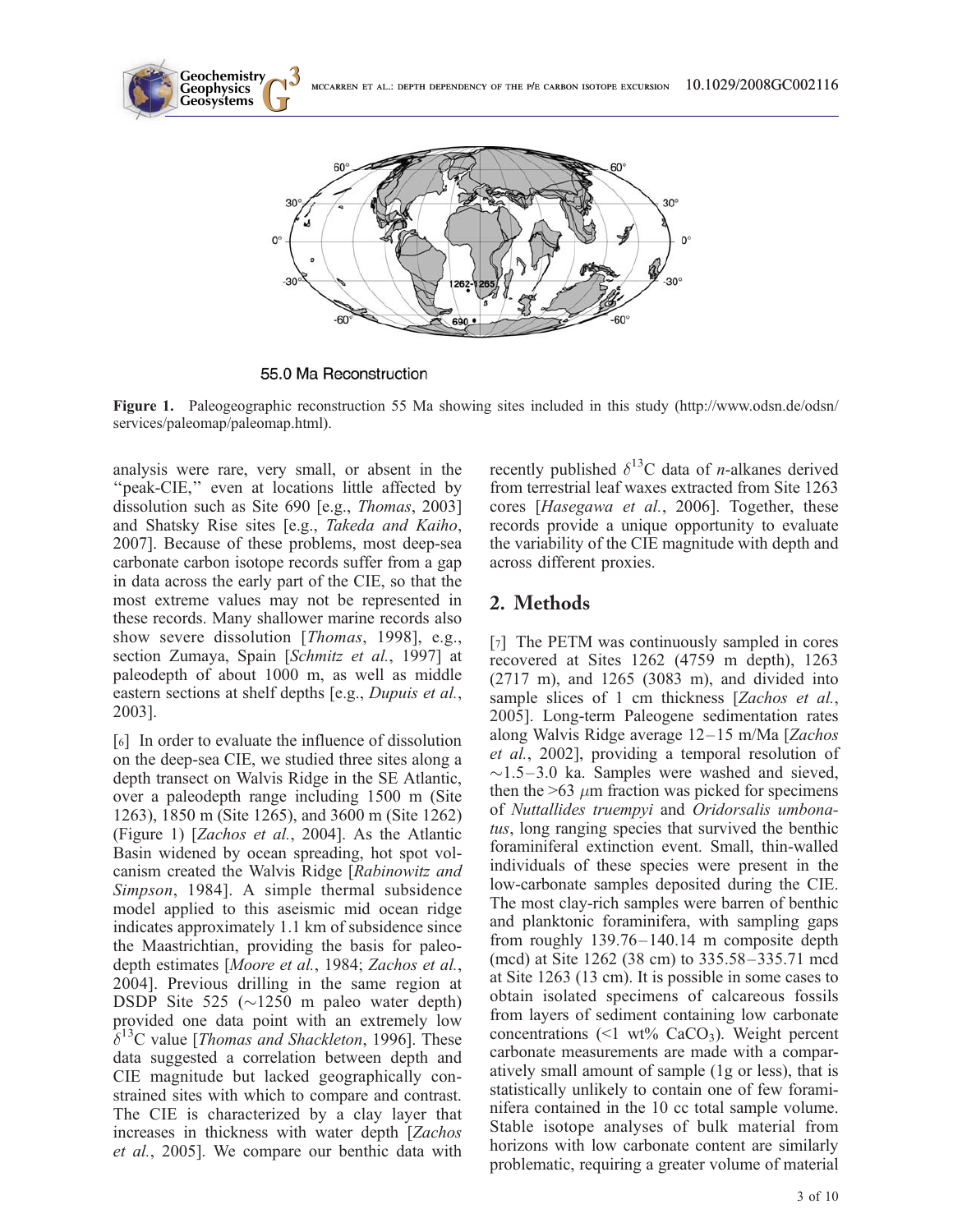**Figure 1.** Paleogeographic reconstruction 55 Ma showing sites included in this study (http://www.odsn.de/odsn/services/paleomap/paleomap.html).

analysis were rare, very small, or absent in the "peak-CIE," even at locations little affected by dissolution such as Site 690 [e.g., *Thomas*, 2003] and Shatsky Rise sites [e.g., *Takeda and Kaiho*, 2007]. Because of these problems, most deep-sea carbonate carbon isotope records suffer from a gap in data across the early part of the CIE, so that the most extreme values may not be represented in these records. Many shallower marine records also show severe dissolution [*Thomas*, 1998], e.g., section Zumaya, Spain [*Schmitz et al.*, 1997] at paleodepth of about 1000 m, as well as middle eastern sections at shelf depths [e.g., *Dupuis et al.*, 2003].

[6] In order to evaluate the influence of dissolution on the deep-sea CIE, we studied three sites along a depth transect on Walvis Ridge in the SE Atlantic, over a paleodepth range including 1500 m (Site 1263), 1850 m (Site 1265), and 3600 m (Site 1262) (Figure 1) [*Zachos et al.*, 2004]. As the Atlantic Basin widened by ocean spreading, hot spot volcanism created the Walvis Ridge [*Rabinowitz and Simpson*, 1984]. A simple thermal subsidence model applied to this aseismic mid ocean ridge indicates approximately 1.1 km of subsidence since the Maastrichtian, providing the basis for paleodepth estimates [*Moore et al.*, 1984; *Zachos et al.*, 2004]. Previous drilling in the same region at DSDP Site 525 (~1250 m paleo water depth) provided one data point with an extremely low $\delta^{13}C$ value [*Thomas and Shackleton*, 1996]. These data suggested a correlation between depth and CIE magnitude but lacked geographically constrained sites with which to compare and contrast. The CIE is characterized by a clay layer that increases in thickness with water depth [*Zachos et al.*, 2005]. We compare our benthic data with recently published $\delta^{13}C$ data of *n*-alkanes derived from terrestrial leaf waxes extracted from Site 1263 cores [*Hasegawa et al.*, 2006]. Together, these records provide a unique opportunity to evaluate the variability of the CIE magnitude with depth and across different proxies.

## 2. Methods

[7] The PETM was continuously sampled in cores recovered at Sites 1262 (4759 m depth), 1263 (2717 m), and 1265 (3083 m), and divided into sample slices of 1 cm thickness [*Zachos et al.*, 2005]. Long-term Paleogene sedimentation rates along Walvis Ridge average 12–15 m/Ma [*Zachos et al.*, 2002], providing a temporal resolution of ~1.5–3.0 ka. Samples were washed and sieved, then the >63 $\mu$m fraction was picked for specimens of *Nuttallides truempyi* and *Oridorsalis umbonatus*, long ranging species that survived the benthic foraminiferal extinction event. Small, thin-walled individuals of these species were present in the low-carbonate samples deposited during the CIE. The most clay-rich samples were barren of benthic and planktonic foraminifera, with sampling gaps from roughly 139.76–140.14 m composite depth (mcd) at Site 1262 (38 cm) to 335.58–335.71 mcd at Site 1263 (13 cm). It is possible in some cases to obtain isolated specimens of calcareous fossils from layers of sediment containing low carbonate concentrations (<1 wt% $CaCO_3$). Weight percent carbonate measurements are made with a comparatively small amount of sample (1g or less), that is statistically unlikely to contain one of few foraminifera contained in the 10 cc total sample volume. Stable isotope analyses of bulk material from horizons with low carbonate content are similarly problematic, requiring a greater volume of material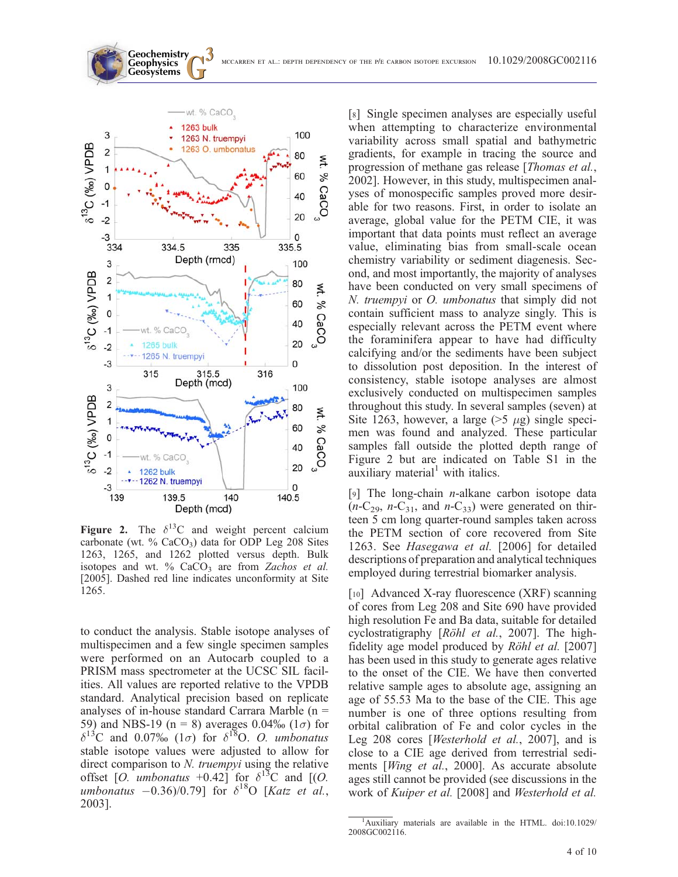**Figure 2.** The $\delta^{13}C$ and weight percent calcium carbonate (wt. % $CaCO_3$) data for ODP Leg 208 Sites 1263, 1265, and 1262 plotted versus depth. Bulk isotopes and wt. % $CaCO_3$ are from *Zachos et al.* [2005]. Dashed red line indicates unconformity at Site 1265.

to conduct the analysis. Stable isotope analyses of multispecimen and a few single specimen samples were performed on an Autocarb coupled to a PRISM mass spectrometer at the UCSC SIL facilities. All values are reported relative to the VPDB standard. Analytical precision based on replicate analyses of in-house standard Carrara Marble (n = 59) and NBS-19 (n = 8) averages 0.04‰ (1$\sigma$) for $\delta^{13}C$ and 0.07‰ (1$\sigma$) for $\delta^{18}O$. *O. umbonatus* stable isotope values were adjusted to allow for direct comparison to *N. truempyi* using the relative offset [*O. umbonatus* +0.42] for $\delta^{13}C$ and [(*O. umbonatus* −0.36)/0.79] for $\delta^{18}O$ [*Katz et al.*, 2003].

[8] Single specimen analyses are especially useful when attempting to characterize environmental variability across small spatial and bathymetric gradients, for example in tracing the source and progression of methane gas release [*Thomas et al.*, 2002]. However, in this study, multispecimen analyses of monospecific samples proved more desirable for two reasons. First, in order to isolate an average, global value for the PETM CIE, it was important that data points must reflect an average value, eliminating bias from small-scale ocean chemistry variability or sediment diagenesis. Second, and most importantly, the majority of analyses have been conducted on very small specimens of *N. truempyi* or *O. umbonatus* that simply did not contain sufficient mass to analyze singly. This is especially relevant across the PETM event where the foraminifera appear to have had difficulty calcifying and/or the sediments have been subject to dissolution post deposition. In the interest of consistency, stable isotope analyses are almost exclusively conducted on multispecimen samples throughout this study. In several samples (seven) at Site 1263, however, a large (>5 $\mu$g) single specimen was found and analyzed. These particular samples fall outside the plotted depth range of Figure 2 but are indicated on Table S1 in the auxiliary material[1] with italics.

[9] The long-chain *n*-alkane carbon isotope data (*n*-$C_{29}$, *n*-$C_{31}$, and *n*-$C_{33}$) were generated on thirteen 5 cm long quarter-round samples taken across the PETM section of core recovered from Site 1263. See *Hasegawa et al.* [2006] for detailed descriptions of preparation and analytical techniques employed during terrestrial biomarker analysis.

[10] Advanced X-ray fluorescence (XRF) scanning of cores from Leg 208 and Site 690 have provided high resolution Fe and Ba data, suitable for detailed cyclostratigraphy [*Röhl et al.*, 2007]. The high-fidelity age model produced by *Röhl et al.* [2007] has been used in this study to generate ages relative to the onset of the CIE. We have then converted relative sample ages to absolute age, assigning an age of 55.53 Ma to the base of the CIE. This age number is one of three options resulting from orbital calibration of Fe and color cycles in the Leg 208 cores [*Westerhold et al.*, 2007], and is close to a CIE age derived from terrestrial sediments [*Wing et al.*, 2000]. As accurate absolute ages still cannot be provided (see discussions in the work of *Kuiper et al.* [2008] and *Westerhold et al.*

[1] Auxiliary materials are available in the HTML. doi:10.1029/2008GC002116.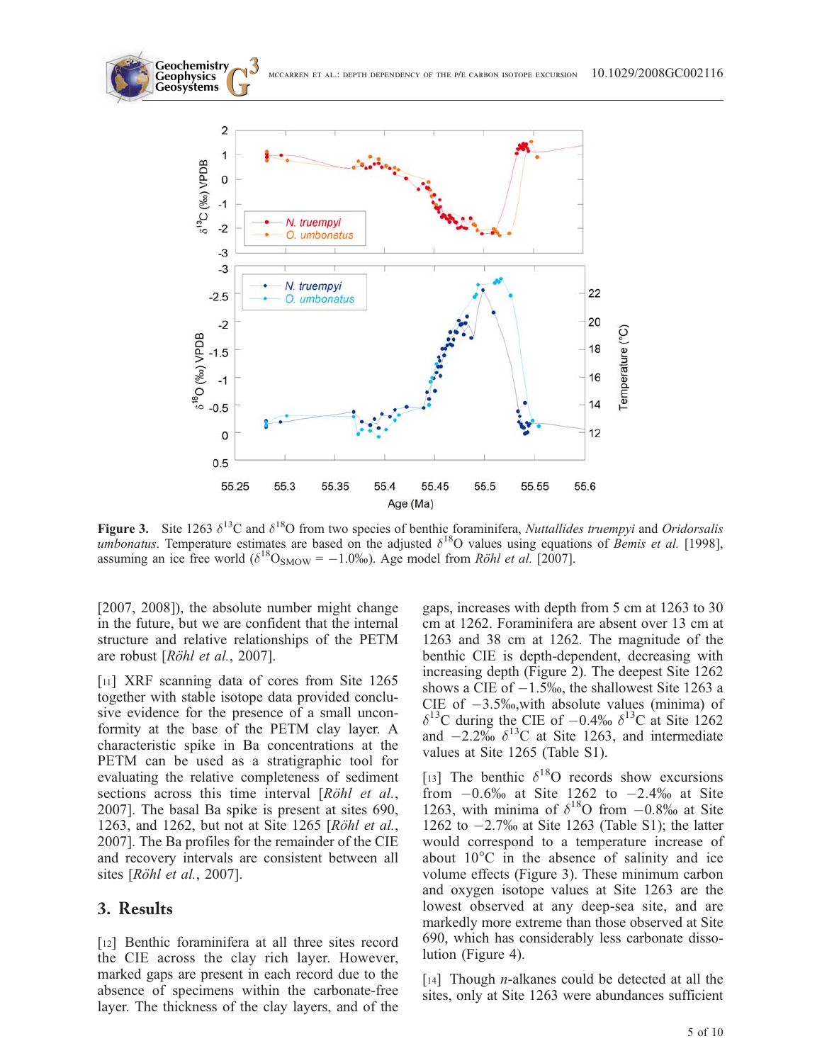**Figure 3.** Site 1263 $\delta^{13}C$ and $\delta^{18}O$ from two species of benthic foraminifera, *Nuttallides truempyi* and *Oridorsalis umbonatus*. Temperature estimates are based on the adjusted $\delta^{18}O$ values using equations of *Bemis et al.* [1998], assuming an ice free world ($\delta^{18}O_{SMOW} = -1.0‰$). Age model from *Röhl et al.* [2007].

[2007, 2008]), the absolute number might change in the future, but we are confident that the internal structure and relative relationships of the PETM are robust [*Röhl et al.*, 2007].

[11] XRF scanning data of cores from Site 1265 together with stable isotope data provided conclusive evidence for the presence of a small unconformity at the base of the PETM clay layer. A characteristic spike in Ba concentrations at the PETM can be used as a stratigraphic tool for evaluating the relative completeness of sediment sections across this time interval [*Röhl et al.*, 2007]. The basal Ba spike is present at sites 690, 1263, and 1262, but not at Site 1265 [*Röhl et al.*, 2007]. The Ba profiles for the remainder of the CIE and recovery intervals are consistent between all sites [*Röhl et al.*, 2007].

## 3. Results

[12] Benthic foraminifera at all three sites record the CIE across the clay rich layer. However, marked gaps are present in each record due to the absence of specimens within the carbonate-free layer. The thickness of the clay layers, and of the gaps, increases with depth from 5 cm at 1263 to 30 cm at 1262. Foraminifera are absent over 13 cm at 1263 and 38 cm at 1262. The magnitude of the benthic CIE is depth-dependent, decreasing with increasing depth (Figure 2). The deepest Site 1262 shows a CIE of −1.5‰, the shallowest Site 1263 a CIE of −3.5‰,with absolute values (minima) of $\delta^{13}C$ during the CIE of −0.4‰ $\delta^{13}C$ at Site 1262 and −2.2‰ $\delta^{13}C$ at Site 1263, and intermediate values at Site 1265 (Table S1).

[13] The benthic $\delta^{18}O$ records show excursions from −0.6‰ at Site 1262 to −2.4‰ at Site 1263, with minima of $\delta^{18}O$ from −0.8‰ at Site 1262 to −2.7‰ at Site 1263 (Table S1); the latter would correspond to a temperature increase of about 10°C in the absence of salinity and ice volume effects (Figure 3). These minimum carbon and oxygen isotope values at Site 1263 are the lowest observed at any deep-sea site, and are markedly more extreme than those observed at Site 690, which has considerably less carbonate dissolution (Figure 4).

[14] Though *n*-alkanes could be detected at all the sites, only at Site 1263 were abundances sufficient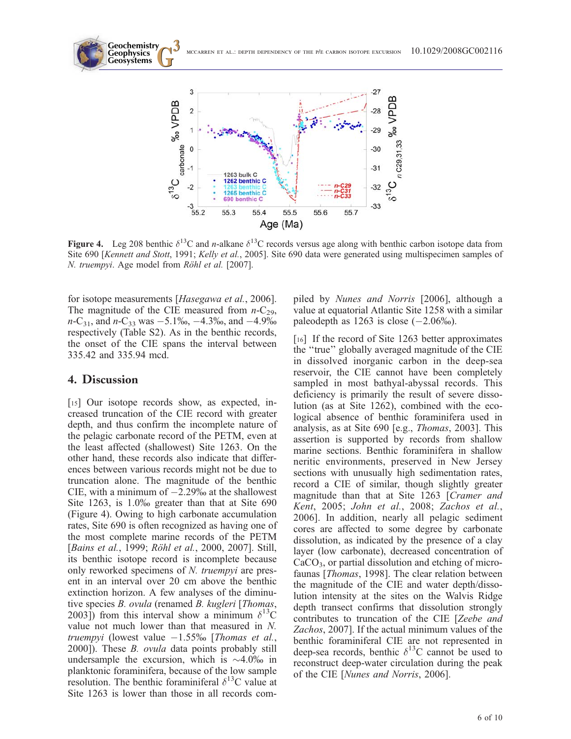**Figure 4.** Leg 208 benthic $\delta^{13}C$ and *n*-alkane $\delta^{13}C$ records versus age along with benthic carbon isotope data from Site 690 [*Kennett and Stott*, 1991; *Kelly et al.*, 2005]. Site 690 data were generated using multispecimen samples of *N. truempyi*. Age model from *Röhl et al.* [2007].

for isotope measurements [*Hasegawa et al.*, 2006]. The magnitude of the CIE measured from *n*-$C_{29}$, *n*-$C_{31}$, and *n*-$C_{33}$ was −5.1‰, −4.3‰, and −4.9‰ respectively (Table S2). As in the benthic records, the onset of the CIE spans the interval between 335.42 and 335.94 mcd.

## 4. Discussion

[15] Our isotope records show, as expected, increased truncation of the CIE record with greater depth, and thus confirm the incomplete nature of the pelagic carbonate record of the PETM, even at the least affected (shallowest) Site 1263. On the other hand, these records also indicate that differences between various records might not be due to truncation alone. The magnitude of the benthic CIE, with a minimum of −2.29‰ at the shallowest Site 1263, is 1.0‰ greater than that at Site 690 (Figure 4). Owing to high carbonate accumulation rates, Site 690 is often recognized as having one of the most complete marine records of the PETM [*Bains et al.*, 1999; *Röhl et al.*, 2000, 2007]. Still, its benthic isotope record is incomplete because only reworked specimens of *N. truempyi* are present in an interval over 20 cm above the benthic extinction horizon. A few analyses of the diminutive species *B. ovula* (renamed *B. kugleri* [*Thomas*, 2003]) from this interval show a minimum $\delta^{13}C$ value not much lower than that measured in *N. truempyi* (lowest value −1.55‰ [*Thomas et al.*, 2000]). These *B. ovula* data points probably still undersample the excursion, which is ~4.0‰ in planktonic foraminifera, because of the low sample resolution. The benthic foraminiferal $\delta^{13}C$ value at Site 1263 is lower than those in all records compiled by *Nunes and Norris* [2006], although a value at equatorial Atlantic Site 1258 with a similar paleodepth as 1263 is close (−2.06‰).

[16] If the record of Site 1263 better approximates the "true" globally averaged magnitude of the CIE in dissolved inorganic carbon in the deep-sea reservoir, the CIE cannot have been completely sampled in most bathyal-abyssal records. This deficiency is primarily the result of severe dissolution (as at Site 1262), combined with the ecological absence of benthic foraminifera used in analysis, as at Site 690 [e.g., *Thomas*, 2003]. This assertion is supported by records from shallow marine sections. Benthic foraminifera in shallow neritic environments, preserved in New Jersey sections with unusually high sedimentation rates, record a CIE of similar, though slightly greater magnitude than that at Site 1263 [*Cramer and Kent*, 2005; *John et al.*, 2008; *Zachos et al.*, 2006]. In addition, nearly all pelagic sediment cores are affected to some degree by carbonate dissolution, as indicated by the presence of a clay layer (low carbonate), decreased concentration of $CaCO_3$, or partial dissolution and etching of microfaunas [*Thomas*, 1998]. The clear relation between the magnitude of the CIE and water depth/dissolution intensity at the sites on the Walvis Ridge depth transect confirms that dissolution strongly contributes to truncation of the CIE [*Zeebe and Zachos*, 2007]. If the actual minimum values of the benthic foraminiferal CIE are not represented in deep-sea records, benthic $\delta^{13}C$ cannot be used to reconstruct deep-water circulation during the peak of the CIE [*Nunes and Norris*, 2006].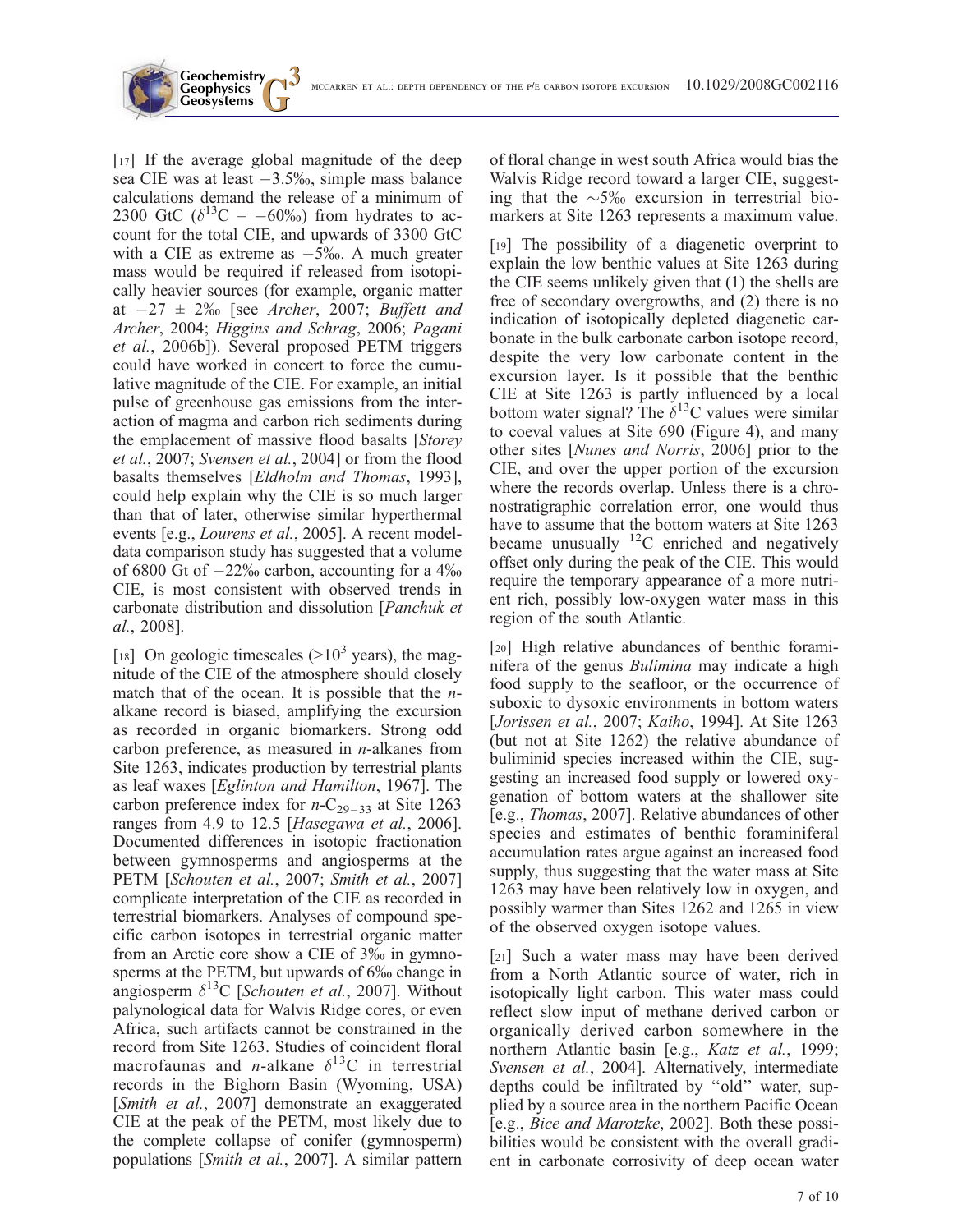[17] If the average global magnitude of the deep sea CIE was at least −3.5‰, simple mass balance calculations demand the release of a minimum of 2300 GtC ($\delta^{13}C = -60$‰) from hydrates to account for the total CIE, and upwards of 3300 GtC with a CIE as extreme as −5‰. A much greater mass would be required if released from isotopically heavier sources (for example, organic matter at −27 ± 2‰ [see *Archer*, 2007; *Buffett and Archer*, 2004; *Higgins and Schrag*, 2006; *Pagani et al.*, 2006b]). Several proposed PETM triggers could have worked in concert to force the cumulative magnitude of the CIE. For example, an initial pulse of greenhouse gas emissions from the interaction of magma and carbon rich sediments during the emplacement of massive flood basalts [*Storey et al.*, 2007; *Svensen et al.*, 2004] or from the flood basalts themselves [*Eldholm and Thomas*, 1993], could help explain why the CIE is so much larger than that of later, otherwise similar hyperthermal events [e.g., *Lourens et al.*, 2005]. A recent model-data comparison study has suggested that a volume of 6800 Gt of −22‰ carbon, accounting for a 4‰ CIE, is most consistent with observed trends in carbonate distribution and dissolution [*Panchuk et al.*, 2008].

[18] On geologic timescales ($>10^3$ years), the magnitude of the CIE of the atmosphere should closely match that of the ocean. It is possible that the *n*-alkane record is biased, amplifying the excursion as recorded in organic biomarkers. Strong odd carbon preference, as measured in *n*-alkanes from Site 1263, indicates production by terrestrial plants as leaf waxes [*Eglinton and Hamilton*, 1967]. The carbon preference index for $n$-$C_{29-33}$ at Site 1263 ranges from 4.9 to 12.5 [*Hasegawa et al.*, 2006]. Documented differences in isotopic fractionation between gymnosperms and angiosperms at the PETM [*Schouten et al.*, 2007; *Smith et al.*, 2007] complicate interpretation of the CIE as recorded in terrestrial biomarkers. Analyses of compound specific carbon isotopes in terrestrial organic matter from an Arctic core show a CIE of 3‰ in gymnosperms at the PETM, but upwards of 6‰ change in angiosperm $\delta^{13}C$ [*Schouten et al.*, 2007]. Without palynological data for Walvis Ridge cores, or even Africa, such artifacts cannot be constrained in the record from Site 1263. Studies of coincident floral macrofaunas and *n*-alkane $\delta^{13}C$ in terrestrial records in the Bighorn Basin (Wyoming, USA) [*Smith et al.*, 2007] demonstrate an exaggerated CIE at the peak of the PETM, most likely due to the complete collapse of conifer (gymnosperm) populations [*Smith et al.*, 2007]. A similar pattern of floral change in west south Africa would bias the Walvis Ridge record toward a larger CIE, suggesting that the ∼5‰ excursion in terrestrial biomarkers at Site 1263 represents a maximum value.

[19] The possibility of a diagenetic overprint to explain the low benthic values at Site 1263 during the CIE seems unlikely given that (1) the shells are free of secondary overgrowths, and (2) there is no indication of isotopically depleted diagenetic carbonate in the bulk carbonate carbon isotope record, despite the very low carbonate content in the excursion layer. Is it possible that the benthic CIE at Site 1263 is partly influenced by a local bottom water signal? The $\delta^{13}C$ values were similar to coeval values at Site 690 (Figure 4), and many other sites [*Nunes and Norris*, 2006] prior to the CIE, and over the upper portion of the excursion where the records overlap. Unless there is a chronostratigraphic correlation error, one would thus have to assume that the bottom waters at Site 1263 became unusually $^{12}C$ enriched and negatively offset only during the peak of the CIE. This would require the temporary appearance of a more nutrient rich, possibly low-oxygen water mass in this region of the south Atlantic.

[20] High relative abundances of benthic foraminifera of the genus *Bulimina* may indicate a high food supply to the seafloor, or the occurrence of suboxic to dysoxic environments in bottom waters [*Jorissen et al.*, 2007; *Kaiho*, 1994]. At Site 1263 (but not at Site 1262) the relative abundance of buliminid species increased within the CIE, suggesting an increased food supply or lowered oxygenation of bottom waters at the shallower site [e.g., *Thomas*, 2007]. Relative abundances of other species and estimates of benthic foraminiferal accumulation rates argue against an increased food supply, thus suggesting that the water mass at Site 1263 may have been relatively low in oxygen, and possibly warmer than Sites 1262 and 1265 in view of the observed oxygen isotope values.

[21] Such a water mass may have been derived from a North Atlantic source of water, rich in isotopically light carbon. This water mass could reflect slow input of methane derived carbon or organically derived carbon somewhere in the northern Atlantic basin [e.g., *Katz et al.*, 1999; *Svensen et al.*, 2004]. Alternatively, intermediate depths could be infiltrated by ''old'' water, supplied by a source area in the northern Pacific Ocean [e.g., *Bice and Marotzke*, 2002]. Both these possibilities would be consistent with the overall gradient in carbonate corrosivity of deep ocean water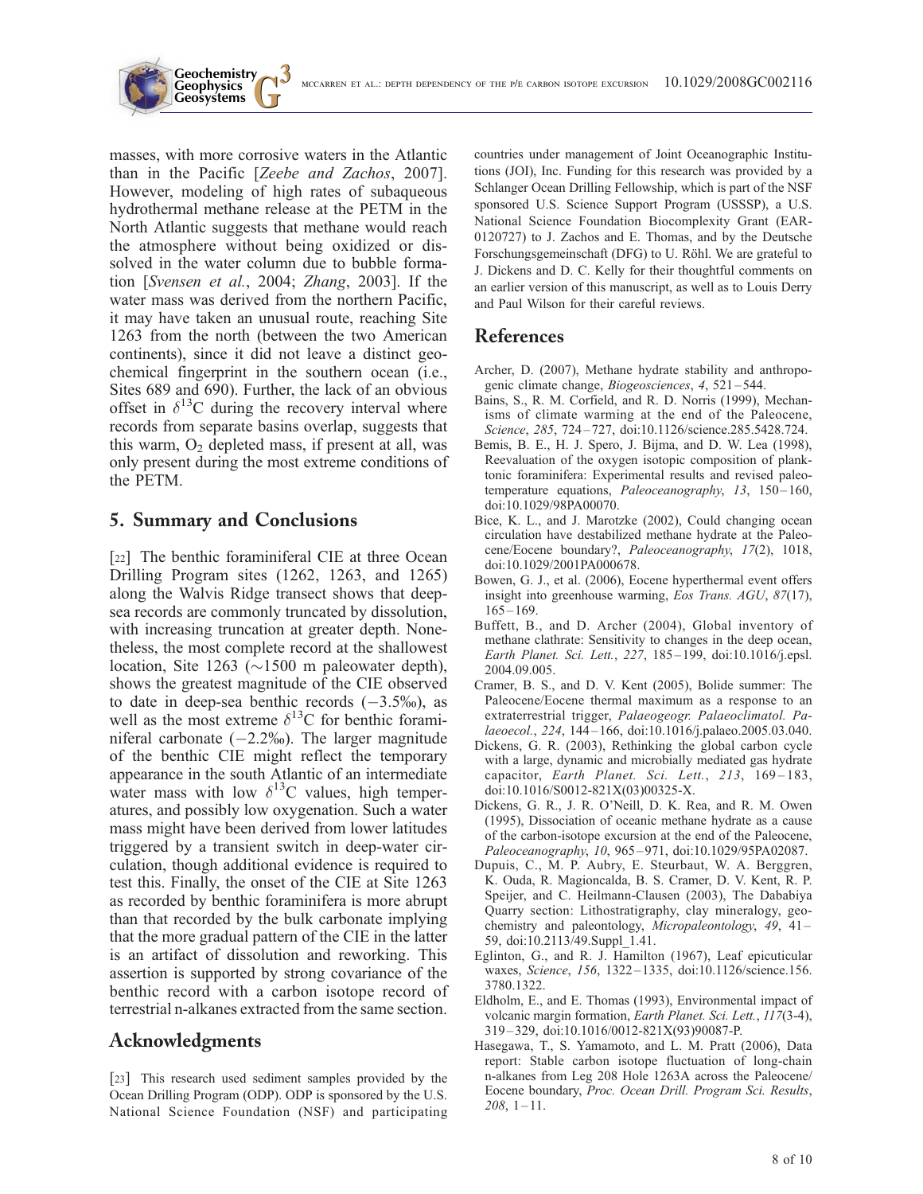masses, with more corrosive waters in the Atlantic than in the Pacific [*Zeebe and Zachos*, 2007]. However, modeling of high rates of subaqueous hydrothermal methane release at the PETM in the North Atlantic suggests that methane would reach the atmosphere without being oxidized or dissolved in the water column due to bubble formation [*Svensen et al.*, 2004; *Zhang*, 2003]. If the water mass was derived from the northern Pacific, it may have taken an unusual route, reaching Site 1263 from the north (between the two American continents), since it did not leave a distinct geochemical fingerprint in the southern ocean (i.e., Sites 689 and 690). Further, the lack of an obvious offset in $\delta^{13}C$ during the recovery interval where records from separate basins overlap, suggests that this warm, $O_2$ depleted mass, if present at all, was only present during the most extreme conditions of the PETM.

## 5. Summary and Conclusions

[22] The benthic foraminiferal CIE at three Ocean Drilling Program sites (1262, 1263, and 1265) along the Walvis Ridge transect shows that deep-sea records are commonly truncated by dissolution, with increasing truncation at greater depth. Nonetheless, the most complete record at the shallowest location, Site 1263 (~1500 m paleowater depth), shows the greatest magnitude of the CIE observed to date in deep-sea benthic records (−3.5‰), as well as the most extreme $\delta^{13}C$ for benthic foraminiferal carbonate (−2.2‰). The larger magnitude of the benthic CIE might reflect the temporary appearance in the south Atlantic of an intermediate water mass with low $\delta^{13}C$ values, high temperatures, and possibly low oxygenation. Such a water mass might have been derived from lower latitudes triggered by a transient switch in deep-water circulation, though additional evidence is required to test this. Finally, the onset of the CIE at Site 1263 as recorded by benthic foraminifera is more abrupt than that recorded by the bulk carbonate implying that the more gradual pattern of the CIE in the latter is an artifact of dissolution and reworking. This assertion is supported by strong covariance of the benthic record with a carbon isotope record of terrestrial n-alkanes extracted from the same section.

## Acknowledgments

[23] This research used sediment samples provided by the Ocean Drilling Program (ODP). ODP is sponsored by the U.S. National Science Foundation (NSF) and participating countries under management of Joint Oceanographic Institutions (JOI), Inc. Funding for this research was provided by a Schlanger Ocean Drilling Fellowship, which is part of the NSF sponsored U.S. Science Support Program (USSSP), a U.S. National Science Foundation Biocomplexity Grant (EAR-0120727) to J. Zachos and E. Thomas, and by the Deutsche Forschungsgemeinschaft (DFG) to U. Röhl. We are grateful to J. Dickens and D. C. Kelly for their thoughtful comments on an earlier version of this manuscript, as well as to Louis Derry and Paul Wilson for their careful reviews.

## References

Archer, D. (2007), Methane hydrate stability and anthropogenic climate change, *Biogeosciences*, *4*, 521–544.

Bains, S., R. M. Corfield, and R. D. Norris (1999), Mechanisms of climate warming at the end of the Paleocene, *Science*, *285*, 724–727, doi:10.1126/science.285.5428.724.

Bemis, B. E., H. J. Spero, J. Bijma, and D. W. Lea (1998), Reevaluation of the oxygen isotopic composition of planktonic foraminifera: Experimental results and revised paleotemperature equations, *Paleoceanography*, *13*, 150–160, doi:10.1029/98PA00070.

Bice, K. L., and J. Marotzke (2002), Could changing ocean circulation have destabilized methane hydrate at the Paleocene/Eocene boundary?, *Paleoceanography*, *17*(2), 1018, doi:10.1029/2001PA000678.

Bowen, G. J., et al. (2006), Eocene hyperthermal event offers insight into greenhouse warming, *Eos Trans. AGU*, *87*(17), 165–169.

Buffett, B., and D. Archer (2004), Global inventory of methane clathrate: Sensitivity to changes in the deep ocean, *Earth Planet. Sci. Lett.*, *227*, 185–199, doi:10.1016/j.epsl.2004.09.005.

Cramer, B. S., and D. V. Kent (2005), Bolide summer: The Paleocene/Eocene thermal maximum as a response to an extraterrestrial trigger, *Palaeogeogr. Palaeoclimatol. Palaeoecol.*, *224*, 144–166, doi:10.1016/j.palaeo.2005.03.040.

Dickens, G. R. (2003), Rethinking the global carbon cycle with a large, dynamic and microbially mediated gas hydrate capacitor, *Earth Planet. Sci. Lett.*, *213*, 169–183, doi:10.1016/S0012-821X(03)00325-X.

Dickens, G. R., J. R. O'Neill, D. K. Rea, and R. M. Owen (1995), Dissociation of oceanic methane hydrate as a cause of the carbon-isotope excursion at the end of the Paleocene, *Paleoceanography*, *10*, 965–971, doi:10.1029/95PA02087.

Dupuis, C., M. P. Aubry, E. Steurbaut, W. A. Berggren, K. Ouda, R. Magioncalda, B. S. Cramer, D. V. Kent, R. P. Speijer, and C. Heilmann-Clausen (2003), The Dababiya Quarry section: Lithostratigraphy, clay mineralogy, geochemistry and paleontology, *Micropaleontology*, *49*, 41–59, doi:10.2113/49.Suppl_1.41.

Eglinton, G., and R. J. Hamilton (1967), Leaf epicuticular waxes, *Science*, *156*, 1322–1335, doi:10.1126/science.156.3780.1322.

Eldholm, E., and E. Thomas (1993), Environmental impact of volcanic margin formation, *Earth Planet. Sci. Lett.*, *117*(3-4), 319–329, doi:10.1016/0012-821X(93)90087-P.

Hasegawa, T., S. Yamamoto, and L. M. Pratt (2006), Data report: Stable carbon isotope fluctuation of long-chain n-alkanes from Leg 208 Hole 1263A across the Paleocene/Eocene boundary, *Proc. Ocean Drill. Program Sci. Results*, *208*, 1–11.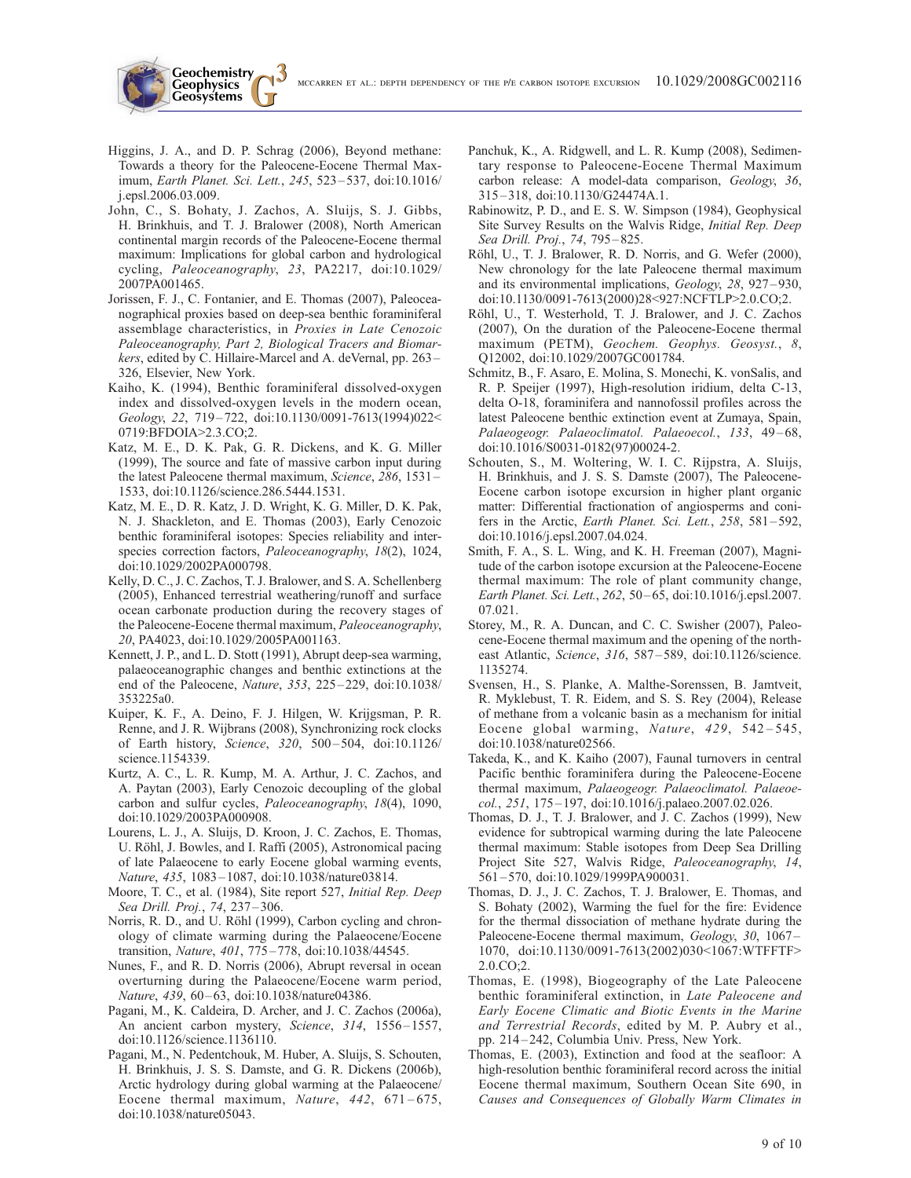Higgins, J. A., and D. P. Schrag (2006), Beyond methane: Towards a theory for the Paleocene-Eocene Thermal Maximum, *Earth Planet. Sci. Lett.*, *245*, 523–537, doi:10.1016/j.epsl.2006.03.009.

John, C., S. Bohaty, J. Zachos, A. Sluijs, S. J. Gibbs, H. Brinkhuis, and T. J. Bralower (2008), North American continental margin records of the Paleocene-Eocene thermal maximum: Implications for global carbon and hydrological cycling, *Paleoceanography*, *23*, PA2217, doi:10.1029/2007PA001465.

Jorissen, F. J., C. Fontanier, and E. Thomas (2007), Paleoceanographical proxies based on deep-sea benthic foraminiferal assemblage characteristics, in *Proxies in Late Cenozoic Paleoceanography, Part 2, Biological Tracers and Biomarkers*, edited by C. Hillaire-Marcel and A. deVernal, pp. 263–326, Elsevier, New York.

Kaiho, K. (1994), Benthic foraminiferal dissolved-oxygen index and dissolved-oxygen levels in the modern ocean, *Geology*, *22*, 719–722, doi:10.1130/0091-7613(1994)022<0719:BFDOIA>2.3.CO;2.

Katz, M. E., D. K. Pak, G. R. Dickens, and K. G. Miller (1999), The source and fate of massive carbon input during the latest Paleocene thermal maximum, *Science*, *286*, 1531–1533, doi:10.1126/science.286.5444.1531.

Katz, M. E., D. R. Katz, J. D. Wright, K. G. Miller, D. K. Pak, N. J. Shackleton, and E. Thomas (2003), Early Cenozoic benthic foraminiferal isotopes: Species reliability and interspecies correction factors, *Paleoceanography*, *18*(2), 1024, doi:10.1029/2002PA000798.

Kelly, D. C., J. C. Zachos, T. J. Bralower, and S. A. Schellenberg (2005), Enhanced terrestrial weathering/runoff and surface ocean carbonate production during the recovery stages of the Paleocene-Eocene thermal maximum, *Paleoceanography*, *20*, PA4023, doi:10.1029/2005PA001163.

Kennett, J. P., and L. D. Stott (1991), Abrupt deep-sea warming, palaeoceanographic changes and benthic extinctions at the end of the Paleocene, *Nature*, *353*, 225–229, doi:10.1038/353225a0.

Kuiper, K. F., A. Deino, F. J. Hilgen, W. Krijgsman, P. R. Renne, and J. R. Wijbrans (2008), Synchronizing rock clocks of Earth history, *Science*, *320*, 500–504, doi:10.1126/science.1154339.

Kurtz, A. C., L. R. Kump, M. A. Arthur, J. C. Zachos, and A. Paytan (2003), Early Cenozoic decoupling of the global carbon and sulfur cycles, *Paleoceanography*, *18*(4), 1090, doi:10.1029/2003PA000908.

Lourens, L. J., A. Sluijs, D. Kroon, J. C. Zachos, E. Thomas, U. Röhl, J. Bowles, and I. Raffi (2005), Astronomical pacing of late Palaeocene to early Eocene global warming events, *Nature*, *435*, 1083–1087, doi:10.1038/nature03814.

Moore, T. C., et al. (1984), Site report 527, *Initial Rep. Deep Sea Drill. Proj.*, *74*, 237–306.

Norris, R. D., and U. Röhl (1999), Carbon cycling and chronology of climate warming during the Palaeocene/Eocene transition, *Nature*, *401*, 775–778, doi:10.1038/44545.

Nunes, F., and R. D. Norris (2006), Abrupt reversal in ocean overturning during the Palaeocene/Eocene warm period, *Nature*, *439*, 60–63, doi:10.1038/nature04386.

Pagani, M., K. Caldeira, D. Archer, and J. C. Zachos (2006a), An ancient carbon mystery, *Science*, *314*, 1556–1557, doi:10.1126/science.1136110.

Pagani, M., N. Pedentchouk, M. Huber, A. Sluijs, S. Schouten, H. Brinkhuis, J. S. S. Damste, and G. R. Dickens (2006b), Arctic hydrology during global warming at the Palaeocene/Eocene thermal maximum, *Nature*, *442*, 671–675, doi:10.1038/nature05043.

Panchuk, K., A. Ridgwell, and L. R. Kump (2008), Sedimentary response to Paleocene-Eocene Thermal Maximum carbon release: A model-data comparison, *Geology*, *36*, 315–318, doi:10.1130/G24474A.1.

Rabinowitz, P. D., and E. S. W. Simpson (1984), Geophysical Site Survey Results on the Walvis Ridge, *Initial Rep. Deep Sea Drill. Proj.*, *74*, 795–825.

Röhl, U., T. J. Bralower, R. D. Norris, and G. Wefer (2000), New chronology for the late Paleocene thermal maximum and its environmental implications, *Geology*, *28*, 927–930, doi:10.1130/0091-7613(2000)28<927:NCFTLP>2.0.CO;2.

Röhl, U., T. Westerhold, T. J. Bralower, and J. C. Zachos (2007), On the duration of the Paleocene-Eocene thermal maximum (PETM), *Geochem. Geophys. Geosyst.*, *8*, Q12002, doi:10.1029/2007GC001784.

Schmitz, B., F. Asaro, E. Molina, S. Monechi, K. vonSalis, and R. P. Speijer (1997), High-resolution iridium, delta C-13, delta O-18, foraminifera and nannofossil profiles across the latest Paleocene benthic extinction event at Zumaya, Spain, *Palaeogeogr. Palaeoclimatol. Palaeoecol.*, *133*, 49–68, doi:10.1016/S0031-0182(97)00024-2.

Schouten, S., M. Woltering, W. I. C. Rijpstra, A. Sluijs, H. Brinkhuis, and J. S. S. Damste (2007), The Paleocene-Eocene carbon isotope excursion in higher plant organic matter: Differential fractionation of angiosperms and conifers in the Arctic, *Earth Planet. Sci. Lett.*, *258*, 581–592, doi:10.1016/j.epsl.2007.04.024.

Smith, F. A., S. L. Wing, and K. H. Freeman (2007), Magnitude of the carbon isotope excursion at the Paleocene-Eocene thermal maximum: The role of plant community change, *Earth Planet. Sci. Lett.*, *262*, 50–65, doi:10.1016/j.epsl.2007.07.021.

Storey, M., R. A. Duncan, and C. C. Swisher (2007), Paleocene-Eocene thermal maximum and the opening of the northeast Atlantic, *Science*, *316*, 587–589, doi:10.1126/science.1135274.

Svensen, H., S. Planke, A. Malthe-Sorenssen, B. Jamtveit, R. Myklebust, T. R. Eidem, and S. S. Rey (2004), Release of methane from a volcanic basin as a mechanism for initial Eocene global warming, *Nature*, *429*, 542–545, doi:10.1038/nature02566.

Takeda, K., and K. Kaiho (2007), Faunal turnovers in central Pacific benthic foraminifera during the Paleocene-Eocene thermal maximum, *Palaeogeogr. Palaeoclimatol. Palaeoecol.*, *251*, 175–197, doi:10.1016/j.palaeo.2007.02.026.

Thomas, D. J., T. J. Bralower, and J. C. Zachos (1999), New evidence for subtropical warming during the late Paleocene thermal maximum: Stable isotopes from Deep Sea Drilling Project Site 527, Walvis Ridge, *Paleoceanography*, *14*, 561–570, doi:10.1029/1999PA900031.

Thomas, D. J., J. C. Zachos, T. J. Bralower, E. Thomas, and S. Bohaty (2002), Warming the fuel for the fire: Evidence for the thermal dissociation of methane hydrate during the Paleocene-Eocene thermal maximum, *Geology*, *30*, 1067–1070, doi:10.1130/0091-7613(2002)030<1067:WTFFTF>2.0.CO;2.

Thomas, E. (1998), Biogeography of the Late Paleocene benthic foraminiferal extinction, in *Late Paleocene and Early Eocene Climatic and Biotic Events in the Marine and Terrestrial Records*, edited by M. P. Aubry et al., pp. 214–242, Columbia Univ. Press, New York.

Thomas, E. (2003), Extinction and food at the seafloor: A high-resolution benthic foraminiferal record across the initial Eocene thermal maximum, Southern Ocean Site 690, in *Causes and Consequences of Globally Warm Climates in*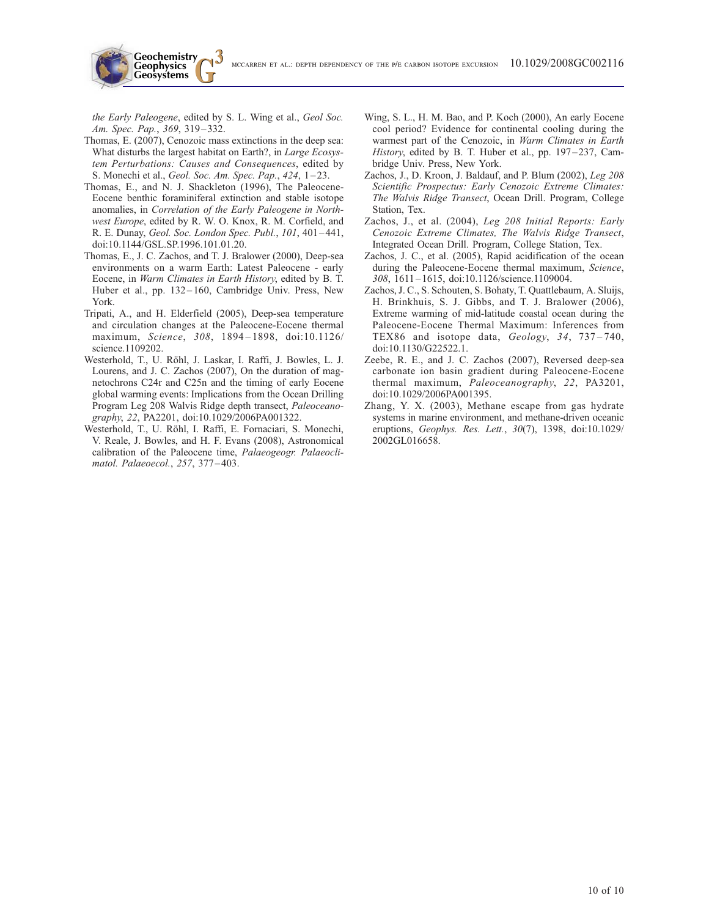*the Early Paleogene*, edited by S. L. Wing et al., *Geol Soc. Am. Spec. Pap.*, *369*, 319–332.

Thomas, E. (2007), Cenozoic mass extinctions in the deep sea: What disturbs the largest habitat on Earth?, in *Large Ecosystem Perturbations: Causes and Consequences*, edited by S. Monechi et al., *Geol. Soc. Am. Spec. Pap.*, *424*, 1–23.

Thomas, E., and N. J. Shackleton (1996), The Paleocene-Eocene benthic foraminiferal extinction and stable isotope anomalies, in *Correlation of the Early Paleogene in Northwest Europe*, edited by R. W. O. Knox, R. M. Corfield, and R. E. Dunay, *Geol. Soc. London Spec. Publ.*, *101*, 401–441, doi:10.1144/GSL.SP.1996.101.01.20.

Thomas, E., J. C. Zachos, and T. J. Bralower (2000), Deep-sea environments on a warm Earth: Latest Paleocene - early Eocene, in *Warm Climates in Earth History*, edited by B. T. Huber et al., pp. 132–160, Cambridge Univ. Press, New York.

Tripati, A., and H. Elderfield (2005), Deep-sea temperature and circulation changes at the Paleocene-Eocene thermal maximum, *Science*, *308*, 1894–1898, doi:10.1126/science.1109202.

Westerhold, T., U. Röhl, J. Laskar, I. Raffi, J. Bowles, L. J. Lourens, and J. C. Zachos (2007), On the duration of magnetochrons C24r and C25n and the timing of early Eocene global warming events: Implications from the Ocean Drilling Program Leg 208 Walvis Ridge depth transect, *Paleoceanography*, *22*, PA2201, doi:10.1029/2006PA001322.

Westerhold, T., U. Röhl, I. Raffi, E. Fornaciari, S. Monechi, V. Reale, J. Bowles, and H. F. Evans (2008), Astronomical calibration of the Paleocene time, *Palaeogeogr. Palaeoclimatol. Palaeoecol.*, *257*, 377–403.

Wing, S. L., H. M. Bao, and P. Koch (2000), An early Eocene cool period? Evidence for continental cooling during the warmest part of the Cenozoic, in *Warm Climates in Earth History*, edited by B. T. Huber et al., pp. 197–237, Cambridge Univ. Press, New York.

Zachos, J., D. Kroon, J. Baldauf, and P. Blum (2002), *Leg 208 Scientific Prospectus: Early Cenozoic Extreme Climates: The Walvis Ridge Transect*, Ocean Drill. Program, College Station, Tex.

Zachos, J., et al. (2004), *Leg 208 Initial Reports: Early Cenozoic Extreme Climates, The Walvis Ridge Transect*, Integrated Ocean Drill. Program, College Station, Tex.

Zachos, J. C., et al. (2005), Rapid acidification of the ocean during the Paleocene-Eocene thermal maximum, *Science*, *308*, 1611–1615, doi:10.1126/science.1109004.

Zachos, J. C., S. Schouten, S. Bohaty, T. Quattlebaum, A. Sluijs, H. Brinkhuis, S. J. Gibbs, and T. J. Bralower (2006), Extreme warming of mid-latitude coastal ocean during the Paleocene-Eocene Thermal Maximum: Inferences from TEX86 and isotope data, *Geology*, *34*, 737–740, doi:10.1130/G22522.1.

Zeebe, R. E., and J. C. Zachos (2007), Reversed deep-sea carbonate ion basin gradient during Paleocene-Eocene thermal maximum, *Paleoceanography*, *22*, PA3201, doi:10.1029/2006PA001395.

Zhang, Y. X. (2003), Methane escape from gas hydrate systems in marine environment, and methane-driven oceanic eruptions, *Geophys. Res. Lett.*, *30*(7), 1398, doi:10.1029/2002GL016658.